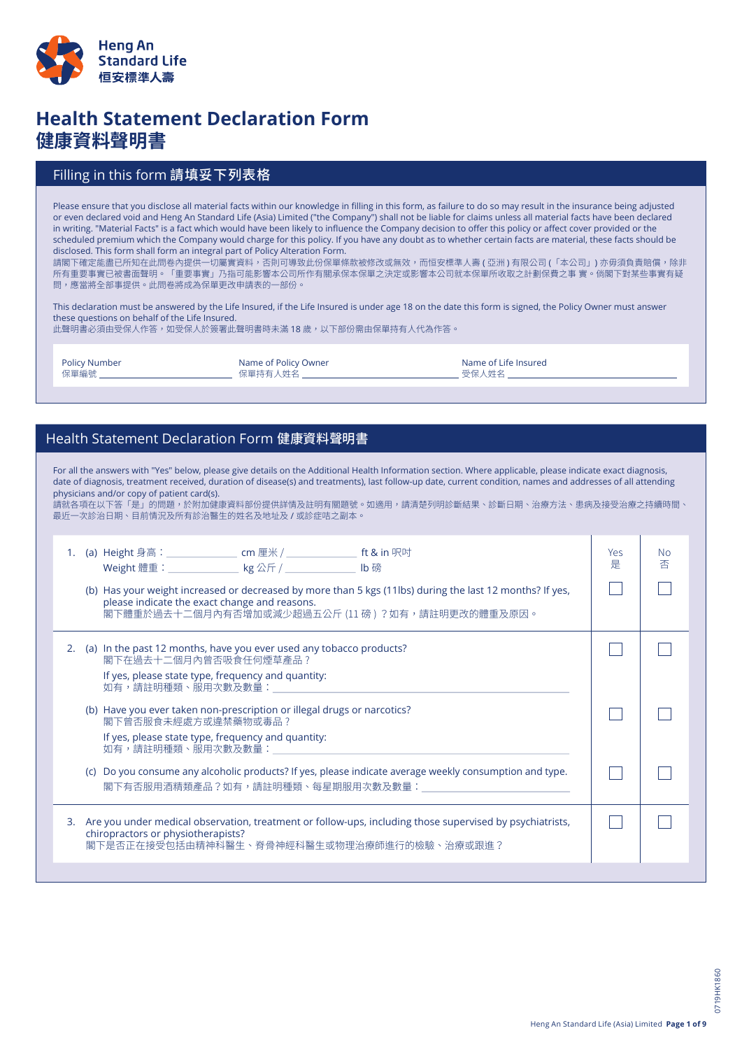Heng An Standard Life
恒安標準人壽

# Health Statement Declaration Form
# 健康資料聲明書

## Filling in this form 請填妥下列表格

Please ensure that you disclose all material facts within our knowledge in filling in this form, as failure to do so may result in the insurance being adjusted or even declared void and Heng An Standard Life (Asia) Limited ("the Company") shall not be liable for claims unless all material facts have been declared in writing. "Material Facts" is a fact which would have been likely to influence the Company decision to offer this policy or affect cover provided or the scheduled premium which the Company would charge for this policy. If you have any doubt as to whether certain facts are material, these facts should be disclosed. This form shall form an integral part of Policy Alteration Form.
請閣下確定能盡已所知在此問卷內提供一切屬實資料，否則可導致此份保單條款被修改或無效，而恒安標準人壽 ( 亞洲 ) 有限公司 (「本公司」) 亦毋須負責賠償，除非所有重要事實已被書面聲明。「重要事實」乃指可能影響本公司所作有關承保本保單之決定或影響本公司就本保單所收取之計劃保費之事 實。倘閣下對某些事實有疑問，應當將全部事提供。此問卷將成為保單更改申請表的一部份。

This declaration must be answered by the Life Insured, if the Life Insured is under age 18 on the date this form is signed, the Policy Owner must answer these questions on behalf of the Life Insured.
此聲明書必須由受保人作答，如受保人於簽署此聲明書時未滿 18 歲，以下部份需由保單持有人代為作答。

Policy Number 保單編號 ____________________
Name of Policy Owner 保單持有人姓名 ____________________
Name of Life Insured 受保人姓名 ____________________

## Health Statement Declaration Form 健康資料聲明書

For all the answers with "Yes" below, please give details on the Additional Health Information section. Where applicable, please indicate exact diagnosis, date of diagnosis, treatment received, duration of disease(s) and treatments), last follow-up date, current condition, names and addresses of all attending physicians and/or copy of patient card(s).
請就各項在以下答「是」的問題，於附加健康資料部份提供詳情及註明有關題號。如適用，請清楚列明診斷結果、診斷日期、治療方法、患病及接受治療之持續時間、最近一次診治日期、目前情況及所有診治醫生的姓名及地址及 / 或診症咭之副本。

| Question | Yes 是 | No 否 |
|---|---|---|
| 1. (a) Height 身高：__________ cm 厘米 / __________ ft & in 呎吋<br>Weight 體重：__________ kg 公斤 / __________ lb 磅 | | |
| (b) Has your weight increased or decreased by more than 5 kgs (11lbs) during the last 12 months? If yes, please indicate the exact change and reasons.<br>閣下體重於過去十二個月內有否增加或減少超過五公斤 (11 磅 )？如有，請註明更改的體重及原因。 | ☐ | ☐ |
| 2. (a) In the past 12 months, have you ever used any tobacco products?<br>閣下在過去十二個月內曾否吸食任何煙草產品？<br>If yes, please state type, frequency and quantity:<br>如有，請註明種類、服用次數及數量：__________ | ☐ | ☐ |
| (b) Have you ever taken non-prescription or illegal drugs or narcotics?<br>閣下曾否服食未經處方或違禁藥物或毒品？<br>If yes, please state type, frequency and quantity:<br>如有，請註明種類、服用次數及數量：__________ | ☐ | ☐ |
| (c) Do you consume any alcoholic products? If yes, please indicate average weekly consumption and type.<br>閣下有否服用酒精類產品？如有，請註明種類、每星期服用次數及數量：__________ | ☐ | ☐ |
| 3. Are you under medical observation, treatment or follow-ups, including those supervised by psychiatrists, chiropractors or physiotherapists?<br>閣下是否正在接受包括由精神科醫生、脊骨神經科醫生或物理治療師進行的檢驗、治療或跟進？ | ☐ | ☐ |

0719HK1860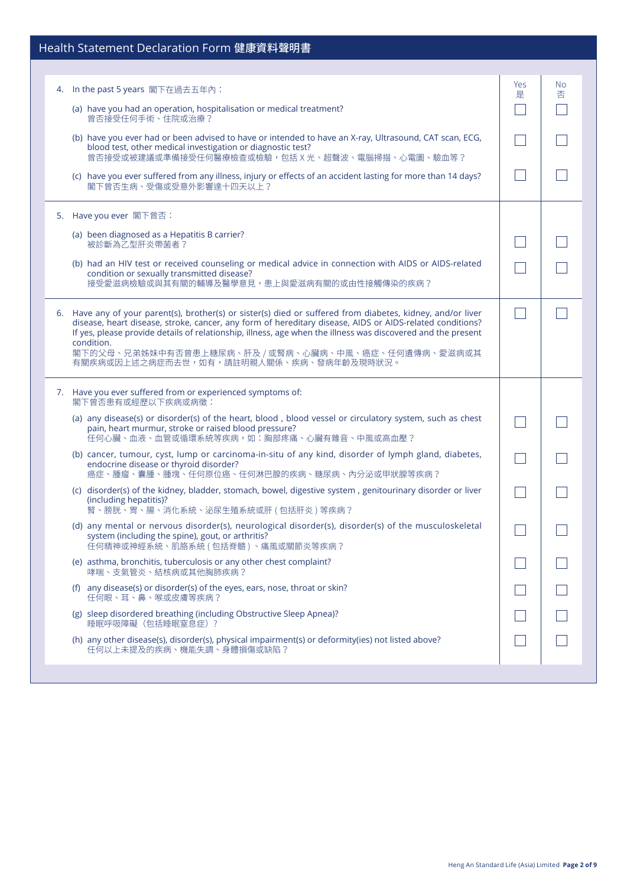## Health Statement Declaration Form 健康資料聲明書

| | Yes 是 | No 否 |
|---|---|---|
| 4. In the past 5 years 閣下在過去五年內： | | |
| (a) have you had an operation, hospitalisation or medical treatment?<br>曾否接受任何手術、住院或治療？ | ☐ | ☐ |
| (b) have you ever had or been advised to have or intended to have an X-ray, Ultrasound, CAT scan, ECG, blood test, other medical investigation or diagnostic test?<br>曾否接受或被建議或準備接受任何醫療檢查或檢驗，包括 X 光、超聲波、電腦掃描、心電圖、驗血等？ | ☐ | ☐ |
| (c) have you ever suffered from any illness, injury or effects of an accident lasting for more than 14 days?<br>閣下曾否生病、受傷或受意外影響達十四天以上？ | ☐ | ☐ |
| 5. Have you ever 閣下曾否： | | |
| (a) been diagnosed as a Hepatitis B carrier?<br>被診斷為乙型肝炎帶菌者？ | ☐ | ☐ |
| (b) had an HIV test or received counseling or medical advice in connection with AIDS or AIDS-related condition or sexually transmitted disease?<br>接受愛滋病檢驗或與其有關的輔導及醫學意見，患上與愛滋病有關的或由性接觸傳染的疾病？ | ☐ | ☐ |
| 6. Have any of your parent(s), brother(s) or sister(s) died or suffered from diabetes, kidney, and/or liver disease, heart disease, stroke, cancer, any form of hereditary disease, AIDS or AIDS-related conditions? If yes, please provide details of relationship, illness, age when the illness was discovered and the present condition.<br>閣下的父母、兄弟姊妹中有否曾患上糖尿病、肝及／或腎病、心臟病、中風、癌症、任何遺傳病、愛滋病或其有關疾病或因上述之病症而去世，如有，請註明親人關係、疾病、發病年齡及現時狀況。 | ☐ | ☐ |
| 7. Have you ever suffered from or experienced symptoms of:<br>閣下曾否患有或經歷以下疾病或病徵： | | |
| (a) any disease(s) or disorder(s) of the heart, blood , blood vessel or circulatory system, such as chest pain, heart murmur, stroke or raised blood pressure?<br>任何心臟、血液、血管或循環系統等疾病，如：胸部疼痛、心臟有雜音、中風或高血壓？ | ☐ | ☐ |
| (b) cancer, tumour, cyst, lump or carcinoma-in-situ of any kind, disorder of lymph gland, diabetes, endocrine disease or thyroid disorder?<br>癌症、腫瘤、囊腫、腫塊、任何原位癌、任何淋巴腺的疾病、糖尿病、內分泌或甲狀腺等疾病？ | ☐ | ☐ |
| (c) disorder(s) of the kidney, bladder, stomach, bowel, digestive system , genitourinary disorder or liver (including hepatitis)?<br>腎、膀胱、胃、腸、消化系統、泌尿生殖系統或肝（包括肝炎）等疾病？ | ☐ | ☐ |
| (d) any mental or nervous disorder(s), neurological disorder(s), disorder(s) of the musculoskeletal system (including the spine), gout, or arthritis?<br>任何精神或神經系統、肌胳系統（包括脊髓）、痛風或關節炎等疾病？ | ☐ | ☐ |
| (e) asthma, bronchitis, tuberculosis or any other chest complaint?<br>哮喘、支氣管炎、結核病或其他胸肺疾病？ | ☐ | ☐ |
| (f) any disease(s) or disorder(s) of the eyes, ears, nose, throat or skin?<br>任何眼、耳、鼻、喉或皮膚等疾病？ | ☐ | ☐ |
| (g) sleep disordered breathing (including Obstructive Sleep Apnea)?<br>睡眠呼吸障礙（包括睡眠窒息症）？ | ☐ | ☐ |
| (h) any other disease(s), disorder(s), physical impairment(s) or deformity(ies) not listed above?<br>任何以上未提及的疾病、機能失調、身體損傷或缺陷？ | ☐ | ☐ |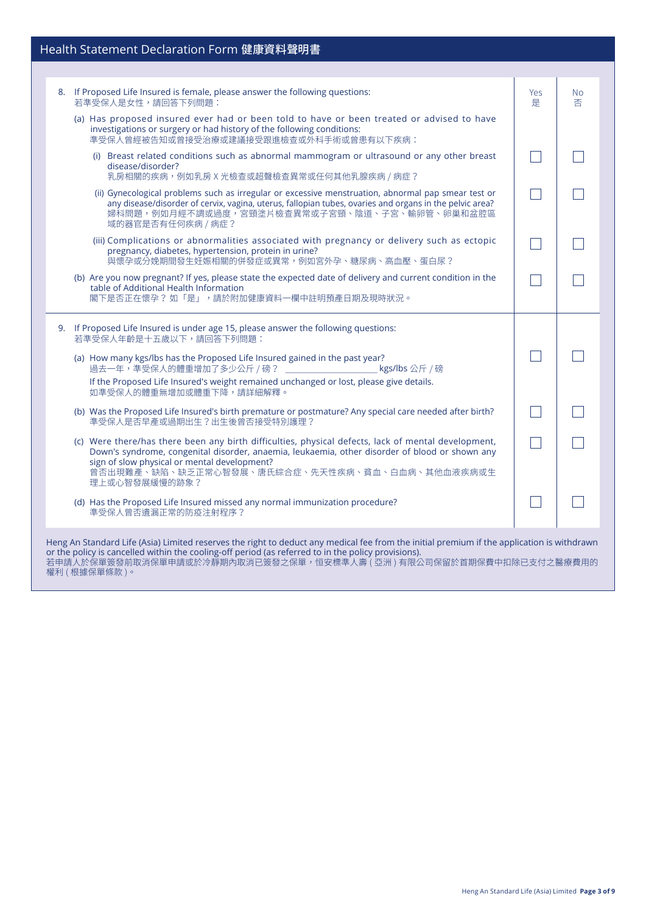## Health Statement Declaration Form 健康資料聲明書

| | Yes 是 | No 否 |
|---|---|---|
| 8. If Proposed Life Insured is female, please answer the following questions:<br>若準受保人是女性，請回答下列問題： | | |
| (a) Has proposed insured ever had or been told to have or been treated or advised to have investigations or surgery or had history of the following conditions:<br>準受保人曾經被告知或曾接受治療或建議接受跟進檢查或外科手術或曾患有以下疾病： | | |
| (i) Breast related conditions such as abnormal mammogram or ultrasound or any other breast disease/disorder?<br>乳房相關的疾病，例如乳房 X 光檢查或超聲檢查異常或任何其他乳腺疾病 / 病症？ | ☐ | ☐ |
| (ii) Gynecological problems such as irregular or excessive menstruation, abnormal pap smear test or any disease/disorder of cervix, vagina, uterus, fallopian tubes, ovaries and organs in the pelvic area?<br>婦科問題，例如月經不調或過度，宮頸塗片檢查異常或子宮頸、陰道、子宮、輸卵管、卵巢和盆腔區域的器官是否有任何疾病 / 病症？ | ☐ | ☐ |
| (iii) Complications or abnormalities associated with pregnancy or delivery such as ectopic pregnancy, diabetes, hypertension, protein in urine?<br>與懷孕或分娩期間發生妊娠相關的併發症或異常，例如宮外孕、糖尿病、高血壓、蛋白尿？ | ☐ | ☐ |
| (b) Are you now pregnant? If yes, please state the expected date of delivery and current condition in the table of Additional Health Information<br>閣下是否正在懷孕？如「是」，請於附加健康資料一欄中註明預產日期及現時狀況。 | ☐ | ☐ |
| 9. If Proposed Life Insured is under age 15, please answer the following questions:<br>若準受保人年齡是十五歲以下，請回答下列問題： | | |
| (a) How many kgs/lbs has the Proposed Life Insured gained in the past year?<br>過去一年，準受保人的體重增加了多少公斤 / 磅？ ____________ kgs/lbs 公斤 / 磅<br>If the Proposed Life Insured's weight remained unchanged or lost, please give details.<br>如準受保人的體重無增加或體重下降，請詳細解釋。 | ☐ | ☐ |
| (b) Was the Proposed Life Insured's birth premature or postmature? Any special care needed after birth?<br>準受保人是否早產或過期出生？出生後曾否接受特別護理？ | ☐ | ☐ |
| (c) Were there/has there been any birth difficulties, physical defects, lack of mental development, Down's syndrome, congenital disorder, anaemia, leukaemia, other disorder of blood or shown any sign of slow physical or mental development?<br>曾否出現難產、缺陷、缺乏正常心智發展、唐氏綜合症、先天性疾病、貧血、白血病、其他血液疾病或生理上或心智發展緩慢的跡象？ | ☐ | ☐ |
| (d) Has the Proposed Life Insured missed any normal immunization procedure?<br>準受保人曾否遺漏正常的防疫注射程序？ | ☐ | ☐ |

Heng An Standard Life (Asia) Limited reserves the right to deduct any medical fee from the initial premium if the application is withdrawn or the policy is cancelled within the cooling-off period (as referred to in the policy provisions).
若申請人於保單簽發前取消保單申請或於冷靜期內取消已簽發之保單，恒安標準人壽 ( 亞洲 ) 有限公司保留於首期保費中扣除已支付之醫療費用的權利 ( 根據保單條款 )。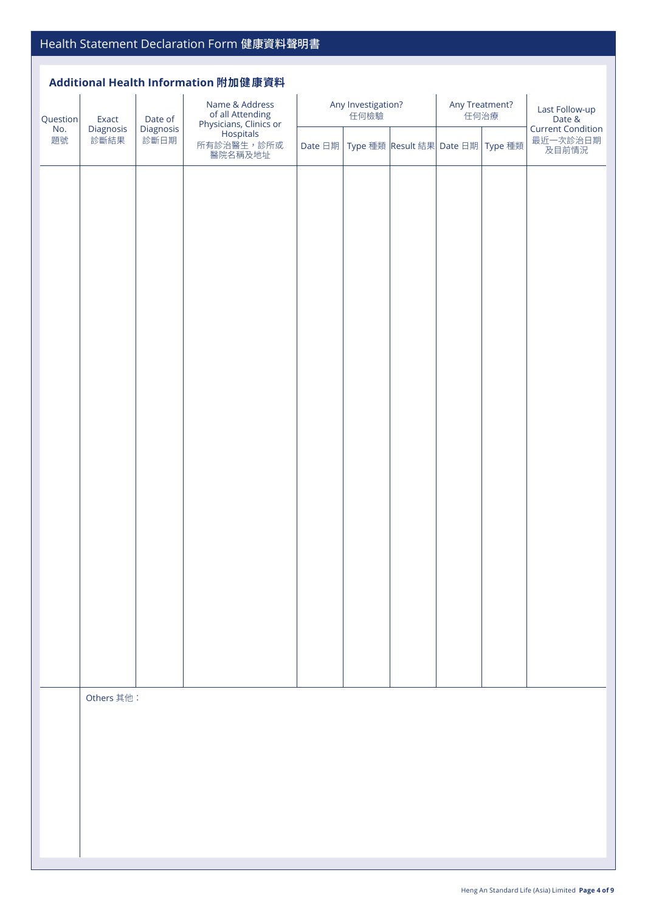# Health Statement Declaration Form 健康資料聲明書

## Additional Health Information 附加健康資料

| Question No. 題號 | Exact Diagnosis 診斷結果 | Date of Diagnosis 診斷日期 | Name & Address of all Attending Physicians, Clinics or Hospitals 所有診治醫生，診所或醫院名稱及地址 | Any Investigation? 任何檢驗 | | | Any Treatment? 任何治療 | | Last Follow-up Date & Current Condition 最近一次診治日期及目前情況 |
|---|---|---|---|---|---|---|---|---|---|
| | | | | Date 日期 | Type 種類 | Result 結果 | Date 日期 | Type 種類 | |
| | | | | | | | | | |

Others 其他：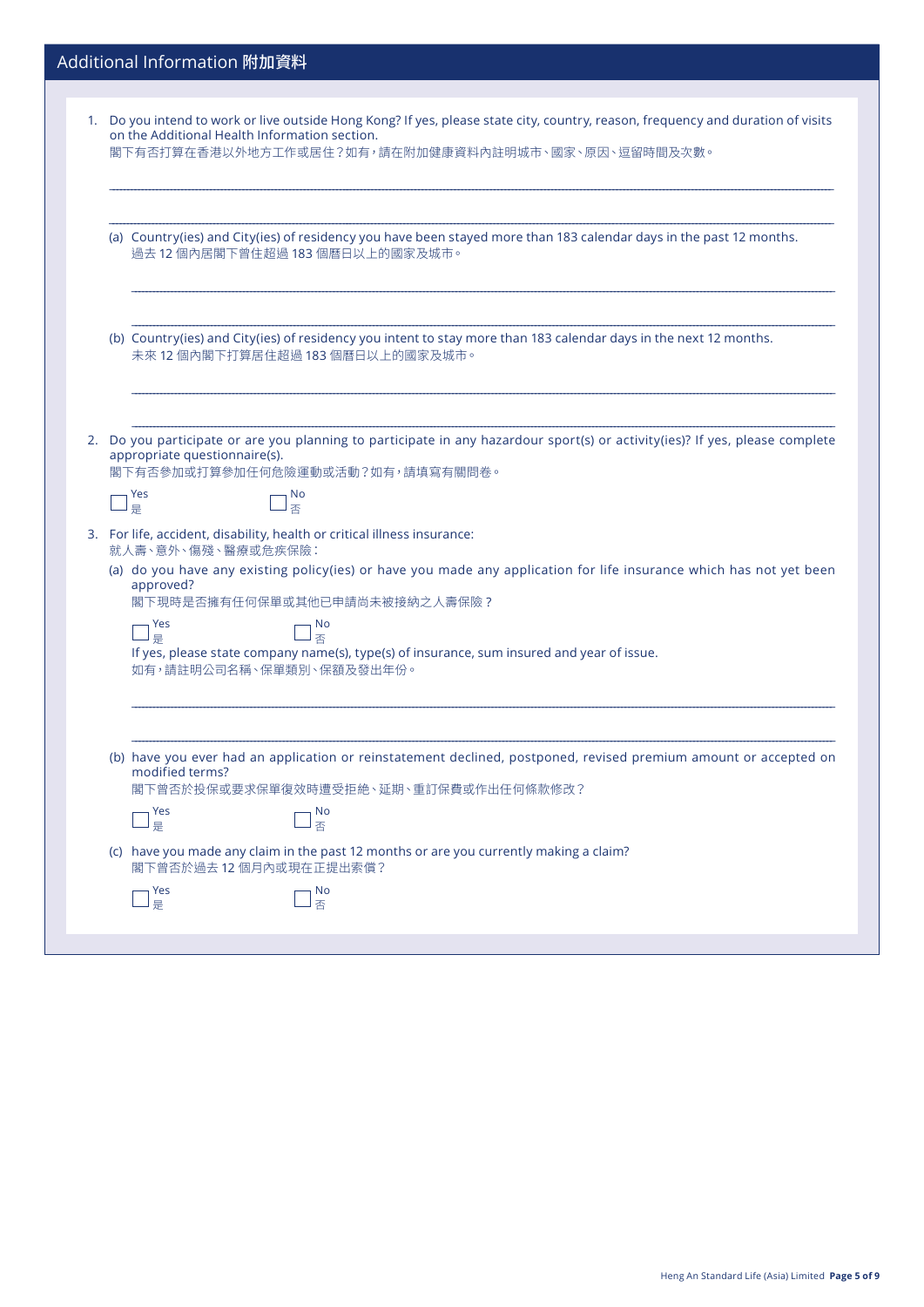## Additional Information 附加資料

1. Do you intend to work or live outside Hong Kong? If yes, please state city, country, reason, frequency and duration of visits on the Additional Health Information section.
閣下有否打算在香港以外地方工作或居住？如有，請在附加健康資料內註明城市、國家、原因、逗留時間及次數。

____________________________________________________________

____________________________________________________________

   (a) Country(ies) and City(ies) of residency you have been stayed more than 183 calendar days in the past 12 months.
   過去 12 個內居閣下曾住超過 183 個曆日以上的國家及城市。

   ____________________________________________________________

   ____________________________________________________________

   (b) Country(ies) and City(ies) of residency you intent to stay more than 183 calendar days in the next 12 months.
   未來 12 個內閣下打算居住超過 183 個曆日以上的國家及城市。

   ____________________________________________________________

   ____________________________________________________________

2. Do you participate or are you planning to participate in any hazardour sport(s) or activity(ies)? If yes, please complete appropriate questionnaire(s).
閣下有否參加或打算參加任何危險運動或活動？如有，請填寫有關問卷。

☐ Yes 是　　☐ No 否

3. For life, accident, disability, health or critical illness insurance:
就人壽、意外、傷殘、醫療或危疾保險：

   (a) do you have any existing policy(ies) or have you made any application for life insurance which has not yet been approved?
   閣下現時是否擁有任何保單或其他已申請尚未被接納之人壽保險？

   ☐ Yes 是　　☐ No 否

   If yes, please state company name(s), type(s) of insurance, sum insured and year of issue.
   如有，請註明公司名稱、保單類別、保額及發出年份。

   ____________________________________________________________

   ____________________________________________________________

   (b) have you ever had an application or reinstatement declined, postponed, revised premium amount or accepted on modified terms?
   閣下曾否於投保或要求保單復效時遭受拒絕、延期、重訂保費或作出任何條款修改？

   ☐ Yes 是　　☐ No 否

   (c) have you made any claim in the past 12 months or are you currently making a claim?
   閣下曾否於過去 12 個月內或現在正提出索償？

   ☐ Yes 是　　☐ No 否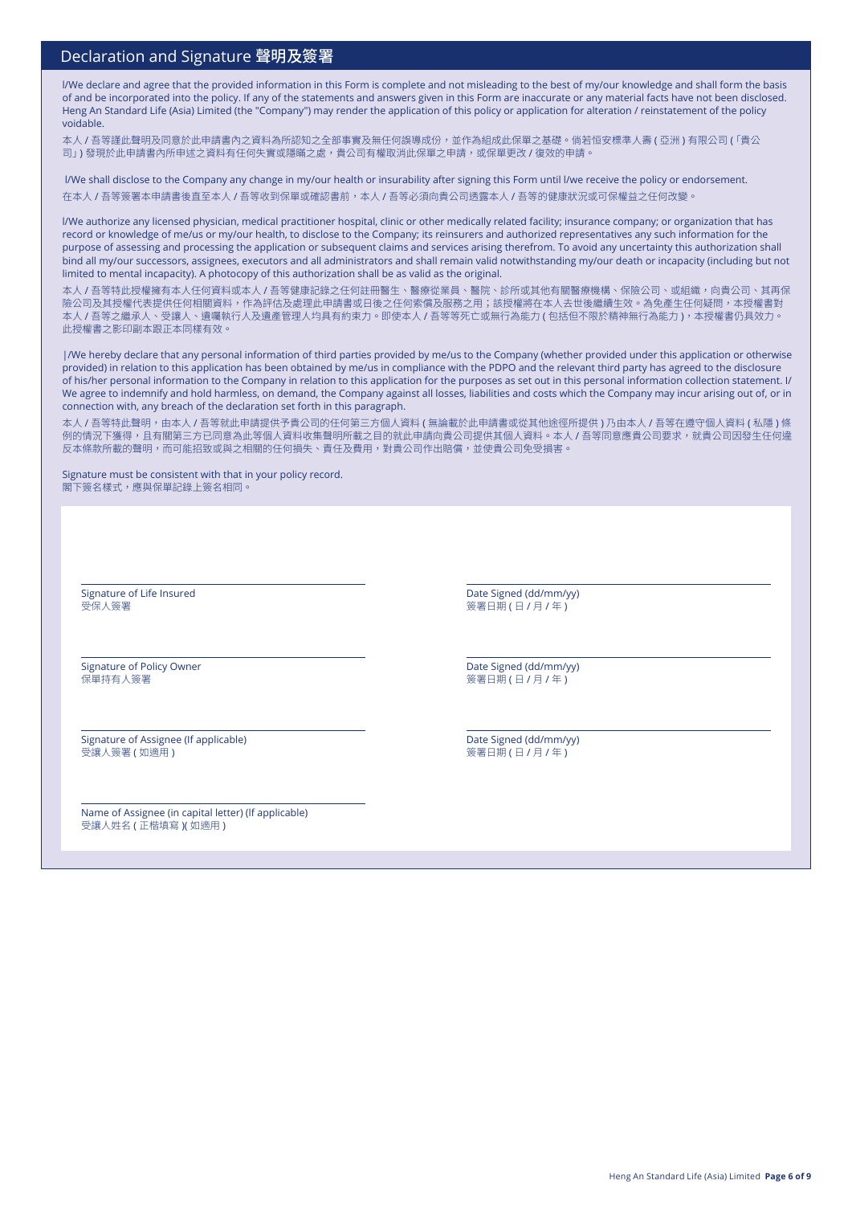## Declaration and Signature 聲明及簽署

I/We declare and agree that the provided information in this Form is complete and not misleading to the best of my/our knowledge and shall form the basis of and be incorporated into the policy. If any of the statements and answers given in this Form are inaccurate or any material facts have not been disclosed. Heng An Standard Life (Asia) Limited (the "Company") may render the application of this policy or application for alteration / reinstatement of the policy voidable.

本人 / 吾等謹此聲明及同意於此申請書內之資料為所認知之全部事實及無任何誤導成份，並作為組成此保單之基礎。倘若恒安標準人壽 ( 亞洲 ) 有限公司 (「貴公司」) 發現於此申請書內所申述之資料有任何失實或隱瞞之處，貴公司有權取消此保單之申請，或保單更改 / 復效的申請。

I/We shall disclose to the Company any change in my/our health or insurability after signing this Form until I/we receive the policy or endorsement.

在本人 / 吾等簽署本申請書後直至本人 / 吾等收到保單或確認書前，本人 / 吾等必須向貴公司透露本人 / 吾等的健康狀況或可保權益之任何改變。

I/We authorize any licensed physician, medical practitioner hospital, clinic or other medically related facility; insurance company; or organization that has record or knowledge of me/us or my/our health, to disclose to the Company; its reinsurers and authorized representatives any such information for the purpose of assessing and processing the application or subsequent claims and services arising therefrom. To avoid any uncertainty this authorization shall bind all my/our successors, assignees, executors and all administrators and shall remain valid notwithstanding my/our death or incapacity (including but not limited to mental incapacity). A photocopy of this authorization shall be as valid as the original.

本人 / 吾等特此授權擁有本人任何資料或本人 / 吾等健康記錄之任何註冊醫生、醫療從業員、醫院、診所或其他有關醫療機構、保險公司、或組織，向貴公司、其再保險公司及其授權代表提供任何相關資料，作為評估及處理此申請書或日後之任何索償及服務之用；該授權將在本人去世後繼續生效。為免產生任何疑問，本授權書對本人 / 吾等之繼承人、受讓人、遺囑執行人及遺產管理人均具有約束力。即使本人 / 吾等等死亡或無行為能力 ( 包括但不限於精神無行為能力 )，本授權書仍具效力。此授權書之影印副本跟正本同樣有效。

I/We hereby declare that any personal information of third parties provided by me/us to the Company (whether provided under this application or otherwise provided) in relation to this application has been obtained by me/us in compliance with the PDPO and the relevant third party has agreed to the disclosure of his/her personal information to the Company in relation to this application for the purposes as set out in this personal information collection statement. I/We agree to indemnify and hold harmless, on demand, the Company against all losses, liabilities and costs which the Company may incur arising out of, or in connection with, any breach of the declaration set forth in this paragraph.

本人 / 吾等特此聲明，由本人 / 吾等就此申請提供予貴公司的任何第三方個人資料 ( 無論載於此申請書或從其他途徑所提供 ) 乃由本人 / 吾等在遵守個人資料 ( 私隱 ) 條例的情況下獲得，且有關第三方已同意為此等個人資料收集聲明所載之目的就此申請向貴公司提供其個人資料。本人 / 吾等同意應貴公司要求，就貴公司因發生任何違反本條款所載的聲明，而可能招致或與之相關的任何損失、責任及費用，對貴公司作出賠償，並使貴公司免受損害。

Signature must be consistent with that in your policy record.
閣下簽名樣式，應與保單記錄上簽名相同。

| | |
|---|---|
| Signature of Life Insured<br>受保人簽署 | Date Signed (dd/mm/yy)<br>簽署日期 ( 日 / 月 / 年 ) |
| Signature of Policy Owner<br>保單持有人簽署 | Date Signed (dd/mm/yy)<br>簽署日期 ( 日 / 月 / 年 ) |
| Signature of Assignee (If applicable)<br>受讓人簽署 ( 如適用 ) | Date Signed (dd/mm/yy)<br>簽署日期 ( 日 / 月 / 年 ) |
| Name of Assignee (in capital letter) (If applicable)<br>受讓人姓名 ( 正楷填寫 )( 如適用 ) | |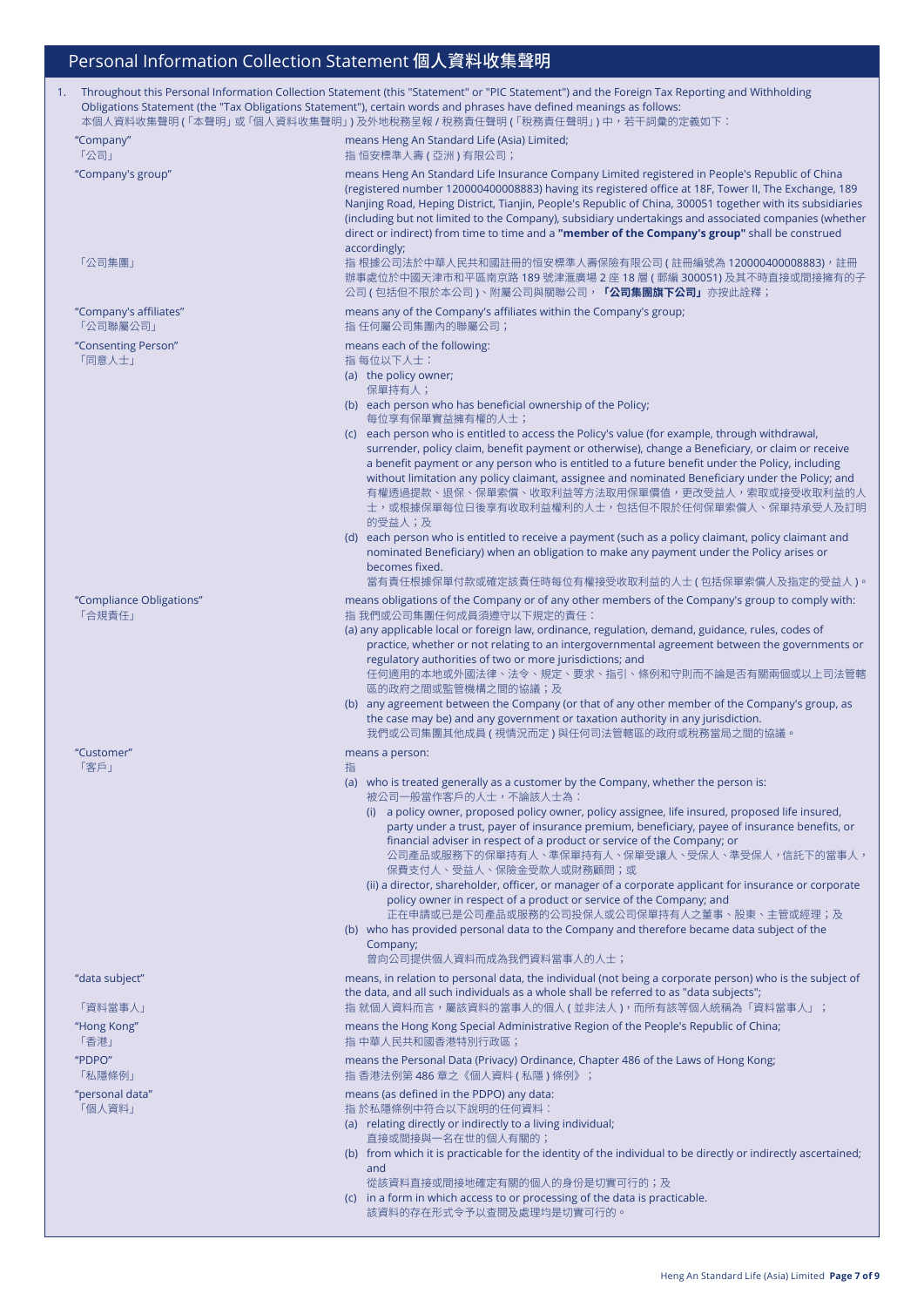# Personal Information Collection Statement 個人資料收集聲明

1. Throughout this Personal Information Collection Statement (this "Statement" or "PIC Statement") and the Foreign Tax Reporting and Withholding Obligations Statement (the "Tax Obligations Statement"), certain words and phrases have defined meanings as follows:
本個人資料收集聲明(「本聲明」或「個人資料收集聲明」)及外地稅務呈報 / 稅務責任聲明(「稅務責任聲明」)中,若干詞彙的定義如下:

| | |
|---|---|
| "Company"<br>「公司」 | means Heng An Standard Life (Asia) Limited;<br>指 恒安標準人壽 ( 亞洲 ) 有限公司; |
| "Company's group"<br><br>「公司集團」 | means Heng An Standard Life Insurance Company Limited registered in People's Republic of China (registered number 120000400008883) having its registered office at 18F, Tower II, The Exchange, 189 Nanjing Road, Heping District, Tianjin, People's Republic of China, 300051 together with its subsidiaries (including but not limited to the Company), subsidiary undertakings and associated companies (whether direct or indirect) from time to time and a **"member of the Company's group"** shall be construed accordingly;<br>指 根據公司法於中華人民共和國註冊的恒安標準人壽保險有限公司 ( 註冊編號為 120000400008883),註冊辦事處位於中國天津市和平區南京路 189 號津滙廣場 2 座 18 層 ( 郵編 300051) 及其不時直接或間接擁有的子公司 ( 包括但不限於本公司 )、附屬公司與關聯公司,**「公司集團旗下公司」**亦按此詮釋; |
| "Company's affiliates"<br>「公司聯屬公司」 | means any of the Company's affiliates within the Company's group;<br>指 任何屬公司集團內的聯屬公司; |
| "Consenting Person"<br>「同意人士」 | means each of the following:<br>指 每位以下人士:<br>(a) the policy owner;<br>保單持有人;<br>(b) each person who has beneficial ownership of the Policy;<br>每位享有保單實益擁有權的人士;<br>(c) each person who is entitled to access the Policy's value (for example, through withdrawal, surrender, policy claim, benefit payment or otherwise), change a Beneficiary, or claim or receive a benefit payment or any person who is entitled to a future benefit under the Policy, including without limitation any policy claimant, assignee and nominated Beneficiary under the Policy; and<br>有權透過提款、退保、保單索償、收取利益等方法取用保單價值,更改受益人,索取或接受收取利益的人士,或根據保單每位日後享有收取利益權利的人士,包括但不限於任何保單索償人、保單持承受人及訂明的受益人;及<br>(d) each person who is entitled to receive a payment (such as a policy claimant, policy claimant and nominated Beneficiary) when an obligation to make any payment under the Policy arises or becomes fixed.<br>當有責任根據保單付款或確定該責任時每位有權接受收取利益的人士 ( 包括保單索償人及指定的受益人 )。 |
| "Compliance Obligations"<br>「合規責任」 | means obligations of the Company or of any other members of the Company's group to comply with:<br>指 我們或公司集團任何成員須遵守以下規定的責任:<br>(a) any applicable local or foreign law, ordinance, regulation, demand, guidance, rules, codes of practice, whether or not relating to an intergovernmental agreement between the governments or regulatory authorities of two or more jurisdictions; and<br>任何適用的本地或外國法律、法令、規定、要求、指引、條例和守則而不論是否有關兩個或以上司法管轄區的政府之間或監管機構之間的協議;及<br>(b) any agreement between the Company (or that of any other member of the Company's group, as the case may be) and any government or taxation authority in any jurisdiction.<br>我們或公司集團其他成員 ( 視情況而定 ) 與任何司法管轄區的政府或稅務當局之間的協議。 |
| "Customer"<br>「客戶」 | means a person:<br>指<br>(a) who is treated generally as a customer by the Company, whether the person is:<br>被公司一般當作客戶的人士,不論該人士為:<br>(i) a policy owner, proposed policy owner, policy assignee, life insured, proposed life insured, party under a trust, payer of insurance premium, beneficiary, payee of insurance benefits, or financial adviser in respect of a product or service of the Company; or<br>公司產品或服務下的保單持有人、準保單持有人、保單受讓人、受保人、準受保人,信託下的當事人,保費支付人、受益人、保險金受款人或財務顧問;或<br>(ii) a director, shareholder, officer, or manager of a corporate applicant for insurance or corporate policy owner in respect of a product or service of the Company; and<br>正在申請或已是公司產品或服務的公司投保人或公司保單持有人之董事、股東、主管或經理;及<br>(b) who has provided personal data to the Company and therefore became data subject of the Company;<br>曾向公司提供個人資料而成為我們資料當事人的人士; |
| "data subject"<br><br>「資料當事人」 | means, in relation to personal data, the individual (not being a corporate person) who is the subject of the data, and all such individuals as a whole shall be referred to as "data subjects";<br>指 就個人資料而言,屬該資料的當事人的個人 ( 並非法人 ),而所有該等個人統稱為「資料當事人」; |
| "Hong Kong"<br>「香港」 | means the Hong Kong Special Administrative Region of the People's Republic of China;<br>指 中華人民共和國香港特別行政區; |
| "PDPO"<br>「私隱條例」 | means the Personal Data (Privacy) Ordinance, Chapter 486 of the Laws of Hong Kong;<br>指 香港法例第 486 章之《個人資料 ( 私隱 ) 條例》; |
| "personal data"<br>「個人資料」 | means (as defined in the PDPO) any data:<br>指 於私隱條例中符合以下說明的任何資料:<br>(a) relating directly or indirectly to a living individual;<br>直接或間接與一名在世的個人有關的;<br>(b) from which it is practicable for the identity of the individual to be directly or indirectly ascertained; and<br>從該資料直接或間接地確定有關的個人的身份是切實可行的;及<br>(c) in a form in which access to or processing of the data is practicable.<br>該資料的存在形式令予以查閱及處理均是切實可行的。 |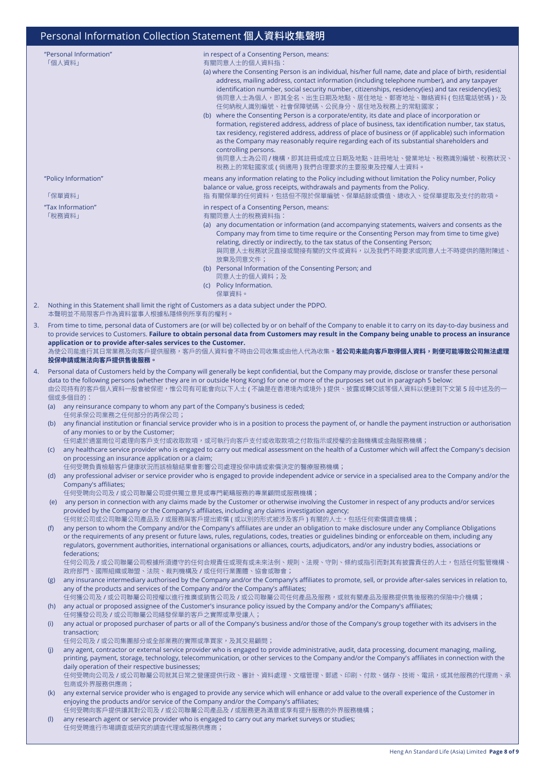## Personal Information Collection Statement 個人資料收集聲明

| | |
|---|---|
| "Personal Information"<br>「個人資料」 | in respect of a Consenting Person, means:<br>有關同意人士的個人資料指：<br>(a) where the Consenting Person is an individual, his/her full name, date and place of birth, residential address, mailing address, contact information (including telephone number), and any taxpayer identification number, social security number, citizenships, residency(ies) and tax residency(ies);<br>倘同意人士為個人，即其全名、出生日期及地點、居住地址、郵寄地址、聯絡資料 ( 包括電話號碼 )，及任何納稅人識別編號、社會保障號碼、公民身分、居住地及稅務上的常駐國家；<br>(b) where the Consenting Person is a corporate/entity, its date and place of incorporation or formation, registered address, address of place of business, tax identification number, tax status, tax residency, registered address, address of place of business or (if applicable) such information as the Company may reasonably require regarding each of its substantial shareholders and controlling persons.<br>倘同意人士為公司 / 機構，即其註冊或成立日期及地點、註冊地址、營業地址、稅務識別編號、稅務狀況、稅務上的常駐國家或 ( 倘適用 ) 我們合理要求的主要股東及控權人士資料。 |
| "Policy Information"<br>「保單資料」 | means any information relating to the Policy including without limitation the Policy number, Policy balance or value, gross receipts, withdrawals and payments from the Policy.<br>指 有關保單的任何資料，包括但不限於保單編號、保單結餘或價值、總收入、從保單提取及支付的款項。 |
| "Tax Information"<br>「稅務資料」 | in respect of a Consenting Person, means:<br>有關同意人士的稅務資料指：<br>(a) any documentation or information (and accompanying statements, waivers and consents as the Company may from time to time require or the Consenting Person may from time to time give) relating, directly or indirectly, to the tax status of the Consenting Person;<br>與同意人士稅務狀況直接或間接有關的文件或資料，以及我們不時要求或同意人士不時提供的隨附陳述、放棄及同意文件；<br>(b) Personal Information of the Consenting Person; and<br>同意人士的個人資料；及<br>(c) Policy Information.<br>保單資料。 |

2. Nothing in this Statement shall limit the right of Customers as a data subject under the PDPO.
本聲明並不局限客戶作為資料當事人根據私隱條例所享有的權利。

3. From time to time, personal data of Customers are (or will be) collected by or on behalf of the Company to enable it to carry on its day-to-day business and to provide services to Customers. **Failure to obtain personal data from Customers may result in the Company being unable to process an insurance application or to provide after-sales services to the Customer.**
為使公司能進行其日常業務及向客戶提供服務，客戶的個人資料會不時由公司收集或由他人代為收集。**若公司未能向客戶取得個人資料，則便可能導致公司無法處理投保申請或無法向客戶提供售後服務。**

4. Personal data of Customers held by the Company will generally be kept confidential, but the Company may provide, disclose or transfer these personal data to the following persons (whether they are in or outside Hong Kong) for one or more of the purposes set out in paragraph 5 below:
由公司持有的客戶個人資料一般會被保密，惟公司有可能會向以下人士 ( 不論是在香港境內或境外 ) 提供、披露或轉交該等個人資料以便達到下文第 5 段中述及的一個或多個目的：
   (a) any reinsurance company to whom any part of the Company's business is ceded;
   任何承保公司業務之任何部分的再保公司；
   (b) any financial institution or financial service provider who is in a position to process the payment of, or handle the payment instruction or authorisation of any monies to or by the Customer;
   任何處於適當崗位可處理向客戶支付或收取款項，或可執行向客戶支付或收取款項之付款指示或授權的金融機構或金融服務機構；
   (c) any healthcare service provider who is engaged to carry out medical assessment on the health of a Customer which will affect the Company's decision on processing an insurance application or a claim;
   任何受聘負責檢驗客戶健康狀況而該檢驗結果會影響公司處理投保申請或索償決定的醫療服務機構；
   (d) any professional adviser or service provider who is engaged to provide independent advice or service in a specialised area to the Company and/or the Company's affiliates;
   任何受聘向公司及 / 或公司聯屬公司提供獨立意見或專門範疇服務的專業顧問或服務機構；
   (e) any person in connection with any claims made by the Customer or otherwise involving the Customer in respect of any products and/or services provided by the Company or the Company's affiliates, including any claims investigation agency;
   任何就公司或公司聯屬公司產品及 / 或服務與客戶提出索償 ( 或以別的形式被涉及客戶 ) 有關的人士，包括任何索償調查機構；
   (f) any person to whom the Company and/or the Company's affiliates are under an obligation to make disclosure under any Compliance Obligations or the requirements of any present or future laws, rules, regulations, codes, treaties or guidelines binding or enforceable on them, including any regulators, government authorities, international organisations or alliances, courts, adjudicators, and/or any industry bodies, associations or federations;
   任何公司及 / 或公司聯屬公司根據所須遵守的任何合規責任或現有或未來法例、規則、法規、守則、條約或指引而對其有披露責任的人士，包括任何監管機構、政府部門、國際組織或聯盟、法院、裁判機構及 / 或任何行業團體、協會或聯會；
   (g) any insurance intermediary authorised by the Company and/or the Company's affiliates to promote, sell, or provide after-sales services in relation to, any of the products and services of the Company and/or the Company's affiliates;
   任何獲公司及 / 或公司聯屬公司授權以進行推廣或銷售公司及 / 或公司聯屬公司任何產品及服務，或就有關產品及服務提供售後服務的保險中介機構；
   (h) any actual or proposed assignee of the Customer's insurance policy issued by the Company and/or the Company's affiliates;
   任何公司及 / 或公司聯屬公司繕發保單的客戶之實際或準受讓人；
   (i) any actual or proposed purchaser of parts or all of the Company's business and/or those of the Company's group together with its advisers in the transaction;
   任何公司及 / 或公司集團部分或全部業務的實際或準買家，及其交易顧問；
   (j) any agent, contractor or external service provider who is engaged to provide administrative, audit, data processing, document managing, mailing, printing, payment, storage, technology, telecommunication, or other services to the Company and/or the Company's affiliates in connection with the daily operation of their respective businesses;
   任何受聘向公司及 / 或公司聯屬公司就其日常之營運提供行政、審計、資料處理、文檔管理、郵遞、印刷、付款、儲存、技術、電訊，或其他服務的代理商、承包商或外界服務供應商；
   (k) any external service provider who is engaged to provide any service which will enhance or add value to the overall experience of the Customer in enjoying the products and/or service of the Company and/or the Company's affiliates;
   任何受聘向客戶提供讓其對公司及 / 或公司聯屬公司產品及 / 或服務更為滿意或享有提升服務的外界服務機構；
   (l) any research agent or service provider who is engaged to carry out any market surveys or studies;
   任何受聘進行市場調查或研究的調查代理或服務供應商；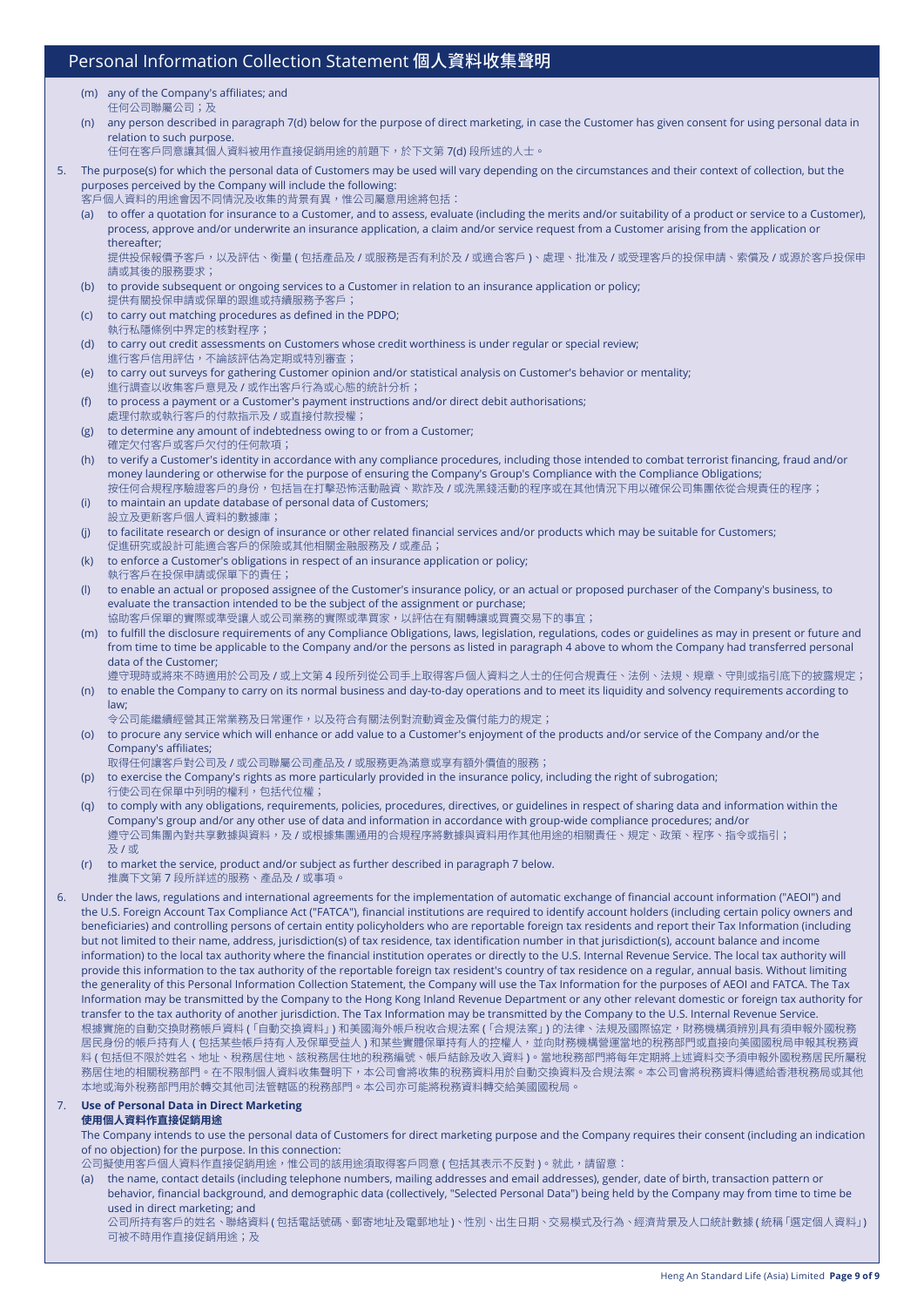# Personal Information Collection Statement 個人資料收集聲明

(m) any of the Company's affiliates; and
任何公司聯屬公司；及

(n) any person described in paragraph 7(d) below for the purpose of direct marketing, in case the Customer has given consent for using personal data in relation to such purpose.
任何在客戶同意讓其個人資料被用作直接促銷用途的前題下，於下文第 7(d) 段所述的人士。

5. The purpose(s) for which the personal data of Customers may be used will vary depending on the circumstances and their context of collection, but the purposes perceived by the Company will include the following:
客戶個人資料的用途會因不同情況及收集的背景有異，惟公司屬意用途將包括：

(a) to offer a quotation for insurance to a Customer, and to assess, evaluate (including the merits and/or suitability of a product or service to a Customer), process, approve and/or underwrite an insurance application, a claim and/or service request from a Customer arising from the application or thereafter;
提供投保報價予客戶，以及評估、衡量 ( 包括產品及 / 或服務是否有利於及 / 或適合客戶 )、處理、批准及 / 或受理客戶的投保申請、索償及 / 或源於客戶投保申請或其後的服務要求；

(b) to provide subsequent or ongoing services to a Customer in relation to an insurance application or policy;
提供有關投保申請或保單的跟進或持續服務予客戶；

(c) to carry out matching procedures as defined in the PDPO;
執行私隱條例中界定的核對程序；

(d) to carry out credit assessments on Customers whose credit worthiness is under regular or special review;
進行客戶信用評估，不論該評估為定期或特別審查；

(e) to carry out surveys for gathering Customer opinion and/or statistical analysis on Customer's behavior or mentality;
進行調查以收集客戶意見及 / 或作出客戶行為或心態的統計分析；

(f) to process a payment or a Customer's payment instructions and/or direct debit authorisations;
處理付款或執行客戶的付款指示及 / 或直接付款授權；

(g) to determine any amount of indebtedness owing to or from a Customer;
確定欠付客戶或客戶欠付的任何款項；

(h) to verify a Customer's identity in accordance with any compliance procedures, including those intended to combat terrorist financing, fraud and/or money laundering or otherwise for the purpose of ensuring the Company's Group's Compliance with the Compliance Obligations;
按任何合規程序驗證客戶的身份，包括旨在打擊恐怖活動融資、欺詐及 / 或洗黑錢活動的程序或在其他情況下用以確保公司集團依從合規責任的程序；

(i) to maintain an update database of personal data of Customers;
設立及更新客戶個人資料的數據庫；

(j) to facilitate research or design of insurance or other related financial services and/or products which may be suitable for Customers;
促進研究或設計可能適合客戶的保險或其他相關金融服務及 / 或產品；

(k) to enforce a Customer's obligations in respect of an insurance application or policy;
執行客戶在投保申請或保單下的責任；

(l) to enable an actual or proposed assignee of the Customer's insurance policy, or an actual or proposed purchaser of the Company's business, to evaluate the transaction intended to be the subject of the assignment or purchase;
協助客戶保單的實際或準受讓人或公司業務的實際或準買家，以評估在有關轉讓或買賣交易下的事宜；

(m) to fulfill the disclosure requirements of any Compliance Obligations, laws, legislation, regulations, codes or guidelines as may in present or future and from time to time be applicable to the Company and/or the persons as listed in paragraph 4 above to whom the Company had transferred personal data of the Customer;
遵守現時或將來不時適用於公司及 / 或上文第 4 段所列從公司手上取得客戶個人資料之人士的任何合規責任、法例、法規、規章、守則或指引底下的披露規定；

(n) to enable the Company to carry on its normal business and day-to-day operations and to meet its liquidity and solvency requirements according to law;
令公司能繼續經營其正常業務及日常運作，以及符合有關法例對流動資金及償付能力的規定；

(o) to procure any service which will enhance or add value to a Customer's enjoyment of the products and/or service of the Company and/or the Company's affiliates;
取得任何讓客戶對公司及 / 或公司聯屬公司產品及 / 或服務更為滿意或享有額外價值的服務；

(p) to exercise the Company's rights as more particularly provided in the insurance policy, including the right of subrogation;
行使公司在保單中列明的權利，包括代位權；

(q) to comply with any obligations, requirements, policies, procedures, directives, or guidelines in respect of sharing data and information within the Company's group and/or any other use of data and information in accordance with group-wide compliance procedures; and/or
遵守公司集團內對共享數據與資料，及 / 或根據集團通用的合規程序將數據與資料用作其他用途的相關責任、規定、政策、程序、指令或指引；及 / 或

(r) to market the service, product and/or subject as further described in paragraph 7 below.
推廣下文第 7 段所詳述的服務、產品及 / 或事項。

6. Under the laws, regulations and international agreements for the implementation of automatic exchange of financial account information ("AEOI") and the U.S. Foreign Account Tax Compliance Act ("FATCA"), financial institutions are required to identify account holders (including certain policy owners and beneficiaries) and controlling persons of certain entity policyholders who are reportable foreign tax residents and report their Tax Information (including but not limited to their name, address, jurisdiction(s) of tax residence, tax identification number in that jurisdiction(s), account balance and income information) to the local tax authority where the financial institution operates or directly to the U.S. Internal Revenue Service. The local tax authority will provide this information to the tax authority of the reportable foreign tax resident's country of tax residence on a regular, annual basis. Without limiting the generality of this Personal Information Collection Statement, the Company will use the Tax Information for the purposes of AEOI and FATCA. The Tax Information may be transmitted by the Company to the Hong Kong Inland Revenue Department or any other relevant domestic or foreign tax authority for transfer to the tax authority of another jurisdiction. The Tax Information may be transmitted by the Company to the U.S. Internal Revenue Service.
根據實施的自動交換財務帳戶資料 (「自動交換資料」) 和美國海外帳戶稅收合規法案 (「合規法案」) 的法律、法規及國際協定，財務機構須辨別具有須申報外國稅務居民身份的帳戶持有人 ( 包括某些帳戶持有人及保單受益人 ) 和某些實體保單持有人的控權人，並向財務機構營運當地的稅務部門或直接向美國國稅局申報其稅務資料 ( 包括但不限於姓名、地址、稅務居住地、該稅務居住地的稅務編號、帳戶結餘及收入資料 )。當地稅務部門將每年定期將上述資料交予須申報外國稅務居民所屬稅務居住地的相關稅務部門。在不限制個人資料收集聲明下，本公司會將收集的稅務資料用於自動交換資料及合規法案。本公司會將稅務資料傳遞給香港稅務局或其他本地或海外稅務部門用於轉交其他司法管轄區的稅務部門。本公司亦可能將稅務資料轉交給美國國稅局。

7. **Use of Personal Data in Direct Marketing**
**使用個人資料作直接促銷用途**

The Company intends to use the personal data of Customers for direct marketing purpose and the Company requires their consent (including an indication of no objection) for the purpose. In this connection:
公司擬使用客戶個人資料作直接促銷用途，惟公司的該用途須取得客戶同意 ( 包括其表示不反對 )。就此，請留意：

(a) the name, contact details (including telephone numbers, mailing addresses and email addresses), gender, date of birth, transaction pattern or behavior, financial background, and demographic data (collectively, "Selected Personal Data") being held by the Company may from time to time be used in direct marketing; and
公司所持有客戶的姓名、聯絡資料 ( 包括電話號碼、郵寄地址及電郵地址 )、性別、出生日期、交易模式及行為、經濟背景及人口統計數據 ( 統稱「選定個人資料」) 可被不時用作直接促銷用途；及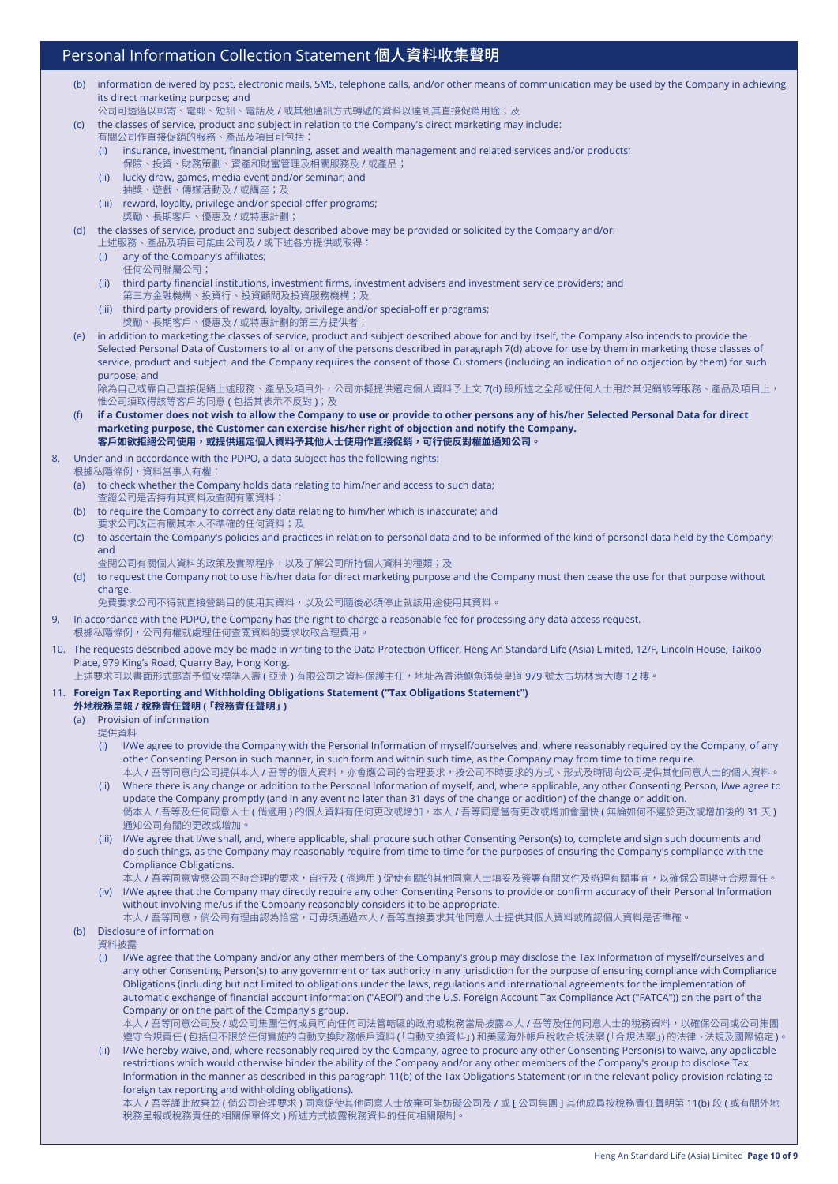## Personal Information Collection Statement 個人資料收集聲明

(b) information delivered by post, electronic mails, SMS, telephone calls, and/or other means of communication may be used by the Company in achieving its direct marketing purpose; and
公司可透過以郵寄、電郵、短訊、電話及 / 或其他通訊方式轉遞的資料以達到其直接促銷用途；及

(c) the classes of service, product and subject in relation to the Company's direct marketing may include:
有關公司作直接促銷的服務、產品及項目可包括：

(i) insurance, investment, financial planning, asset and wealth management and related services and/or products;
保險、投資、財務策劃、資產和財富管理及相關服務及 / 或產品；

(ii) lucky draw, games, media event and/or seminar; and
抽獎、遊戲、傳媒活動及 / 或講座；及

(iii) reward, loyalty, privilege and/or special-offer programs;
獎勵、長期客戶、優惠及 / 或特惠計劃；

(d) the classes of service, product and subject described above may be provided or solicited by the Company and/or:
上述服務、產品及項目可能由公司及 / 或下述各方提供或取得：

(i) any of the Company's affiliates;
任何公司聯屬公司；

(ii) third party financial institutions, investment firms, investment advisers and investment service providers; and
第三方金融機構、投資行、投資顧問及投資服務機構；及

(iii) third party providers of reward, loyalty, privilege and/or special-off er programs;
獎勵、長期客戶、優惠及 / 或特惠計劃的第三方提供者；

(e) in addition to marketing the classes of service, product and subject described above for and by itself, the Company also intends to provide the Selected Personal Data of Customers to all or any of the persons described in paragraph 7(d) above for use by them in marketing those classes of service, product and subject, and the Company requires the consent of those Customers (including an indication of no objection by them) for such purpose; and
除為自己或靠自己直接促銷上述服務、產品及項目外，公司亦擬提供選定個人資料予上文 7(d) 段所述之全部或任何人士用於其促銷該等服務、產品及項目上，惟公司須取得該等客戶的同意 ( 包括其表示不反對 )；及

(f) **if a Customer does not wish to allow the Company to use or provide to other persons any of his/her Selected Personal Data for direct marketing purpose, the Customer can exercise his/her right of objection and notify the Company.**
**客戶如欲拒絕公司使用，或提供選定個人資料予其他人士使用作直接促銷，可行使反對權並通知公司。**

8. Under and in accordance with the PDPO, a data subject has the following rights:
根據私隱條例，資料當事人有權：

(a) to check whether the Company holds data relating to him/her and access to such data;
查證公司是否持有其資料及查閱有關資料；

(b) to require the Company to correct any data relating to him/her which is inaccurate; and
要求公司改正有關其本人不準確的任何資料；及

(c) to ascertain the Company's policies and practices in relation to personal data and to be informed of the kind of personal data held by the Company; and
查閱公司有關個人資料的政策及實際程序，以及了解公司所持個人資料的種類；及

(d) to request the Company not to use his/her data for direct marketing purpose and the Company must then cease the use for that purpose without charge.
免費要求公司不得就直接營銷目的使用其資料，以及公司隨後必須停止就該用途使用其資料。

9. In accordance with the PDPO, the Company has the right to charge a reasonable fee for processing any data access request.
根據私隱條例，公司有權就處理任何查閱資料的要求收取合理費用。

10. The requests described above may be made in writing to the Data Protection Officer, Heng An Standard Life (Asia) Limited, 12/F, Lincoln House, Taikoo Place, 979 King's Road, Quarry Bay, Hong Kong.
上述要求可以書面形式郵寄予恒安標準人壽 ( 亞洲 ) 有限公司之資料保護主任，地址為香港鰂魚涌英皇道 979 號太古坊林肯大廈 12 樓。

11. **Foreign Tax Reporting and Withholding Obligations Statement ("Tax Obligations Statement")**
**外地稅務呈報 / 稅務責任聲明 (「稅務責任聲明」)**

(a) Provision of information
提供資料

(i) I/We agree to provide the Company with the Personal Information of myself/ourselves and, where reasonably required by the Company, of any other Consenting Person in such manner, in such form and within such time, as the Company may from time to time require.
本人 / 吾等同意向公司提供本人 / 吾等的個人資料，亦會應公司的合理要求，按公司不時要求的方式、形式及時間向公司提供其他同意人士的個人資料。

(ii) Where there is any change or addition to the Personal Information of myself, and, where applicable, any other Consenting Person, I/we agree to update the Company promptly (and in any event no later than 31 days of the change or addition) of the change or addition.
倘本人 / 吾等及任何同意人士 ( 倘適用 ) 的個人資料有任何更改或增加，本人 / 吾等同意當有更改或增加會盡快 ( 無論如何不遲於更改或增加後的 31 天 ) 通知公司有關的更改或增加。

(iii) I/We agree that I/we shall, and, where applicable, shall procure such other Consenting Person(s) to, complete and sign such documents and do such things, as the Company may reasonably require from time to time for the purposes of ensuring the Company's compliance with the Compliance Obligations.
本人 / 吾等同意會應公司不時合理的要求，自行及 ( 倘適用 ) 促使有關的其他同意人士填妥及簽署有關文件及辦理有關事宜，以確保公司遵守合規責任。

(iv) I/We agree that the Company may directly require any other Consenting Persons to provide or confirm accuracy of their Personal Information without involving me/us if the Company reasonably considers it to be appropriate.
本人 / 吾等同意，倘公司有理由認為恰當，可毋須通過本人 / 吾等直接要求其他同意人士提供其個人資料或確認個人資料是否準確。

(b) Disclosure of information
資料披露

(i) I/We agree that the Company and/or any other members of the Company's group may disclose the Tax Information of myself/ourselves and any other Consenting Person(s) to any government or tax authority in any jurisdiction for the purpose of ensuring compliance with Compliance Obligations (including but not limited to obligations under the laws, regulations and international agreements for the implementation of automatic exchange of financial account information ("AEOI") and the U.S. Foreign Account Tax Compliance Act ("FATCA")) on the part of the Company or on the part of the Company's group.
本人 / 吾等同意公司及 / 或公司集團任何成員可向任何司法管轄區的政府或稅務當局披露本人 / 吾等及任何同意人士的稅務資料，以確保公司或公司集團遵守合規責任 ( 包括但不限於任何實施的自動交換財務帳戶資料 (「自動交換資料」) 和美國海外帳戶稅收合規法案 (「合規法案」) 的法律、法規及國際協定 )。

(ii) I/We hereby waive, and, where reasonably required by the Company, agree to procure any other Consenting Person(s) to waive, any applicable restrictions which would otherwise hinder the ability of the Company and/or any other members of the Company's group to disclose Tax Information in the manner as described in this paragraph 11(b) of the Tax Obligations Statement (or in the relevant policy provision relating to foreign tax reporting and withholding obligations).
本人 / 吾等謹此放棄並 ( 倘公司合理要求 ) 同意促使其他同意人士放棄可能妨礙公司及 / 或 [ 公司集團 ] 其他成員按稅務責任聲明第 11(b) 段 ( 或有關外地稅務呈報或稅務責任的相關保單條文 ) 所述方式披露稅務資料的任何相關限制。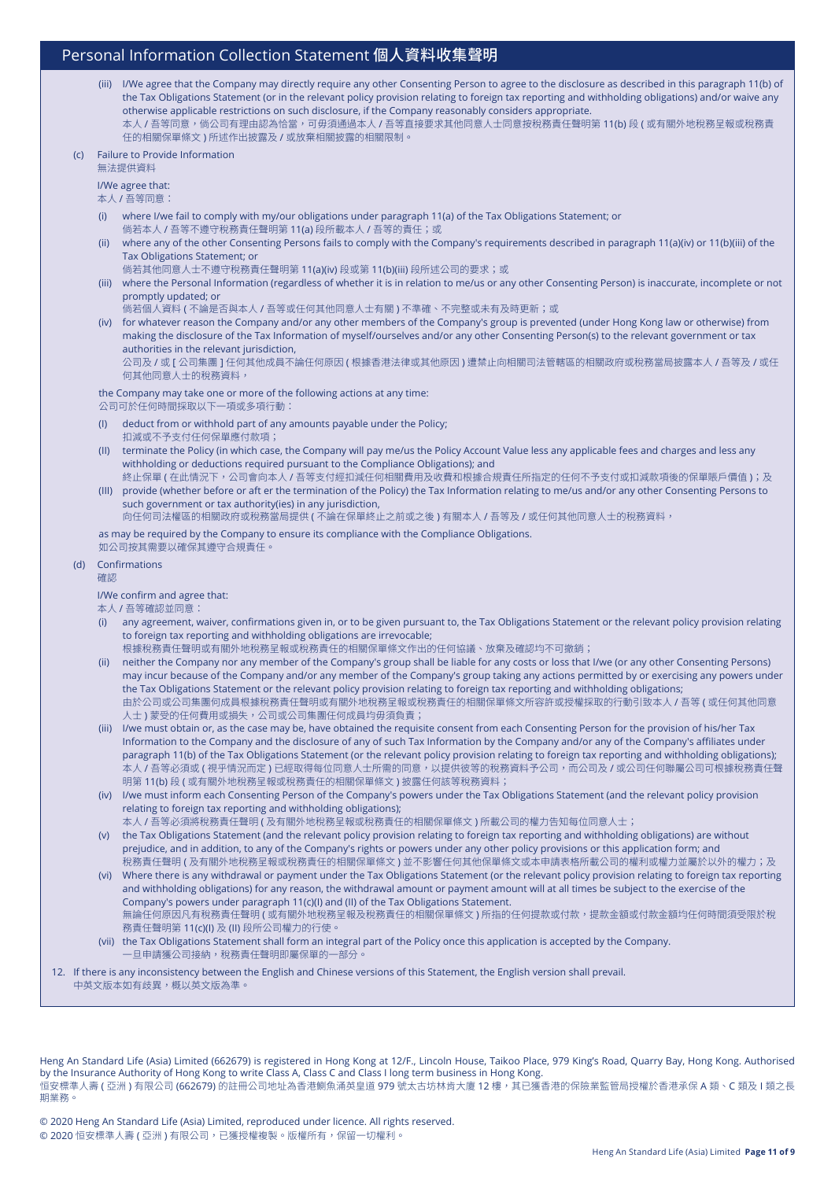## Personal Information Collection Statement 個人資料收集聲明

(iii) I/We agree that the Company may directly require any other Consenting Person to agree to the disclosure as described in this paragraph 11(b) of the Tax Obligations Statement (or in the relevant policy provision relating to foreign tax reporting and withholding obligations) and/or waive any otherwise applicable restrictions on such disclosure, if the Company reasonably considers appropriate.
本人 / 吾等同意，倘公司有理由認為恰當，可毋須通過本人 / 吾等直接要求其他同意人士同意按稅務責任聲明第 11(b) 段 ( 或有關外地稅務呈報或稅務責任的相關保單條文 ) 所述作出披露及 / 或放棄相關披露的相關限制。

(c) Failure to Provide Information
無法提供資料

I/We agree that:
本人 / 吾等同意：

(i) where I/we fail to comply with my/our obligations under paragraph 11(a) of the Tax Obligations Statement; or
倘若本人 / 吾等不遵守稅務責任聲明第 11(a) 段所載本人 / 吾等的責任；或

(ii) where any of the other Consenting Persons fails to comply with the Company's requirements described in paragraph 11(a)(iv) or 11(b)(iii) of the Tax Obligations Statement; or
倘若其他同意人士不遵守稅務責任聲明第 11(a)(iv) 段或第 11(b)(iii) 段所述公司的要求；或

(iii) where the Personal Information (regardless of whether it is in relation to me/us or any other Consenting Person) is inaccurate, incomplete or not promptly updated; or
倘若個人資料 ( 不論是否與本人 / 吾等或任何其他同意人士有關 ) 不準確、不完整或未有及時更新；或

(iv) for whatever reason the Company and/or any other members of the Company's group is prevented (under Hong Kong law or otherwise) from making the disclosure of the Tax Information of myself/ourselves and/or any other Consenting Person(s) to the relevant government or tax authorities in the relevant jurisdiction,
公司及 / 或 [ 公司集團 ] 任何其他成員不論任何原因 ( 根據香港法律或其他原因 ) 遭禁止向相關司法管轄區的相關政府或稅務當局披露本人 / 吾等及 / 或任何其他同意人士的稅務資料，

the Company may take one or more of the following actions at any time:
公司可於任何時間採取以下一項或多項行動：

(I) deduct from or withhold part of any amounts payable under the Policy;
扣減或不予支付任何保單應付款項；

(II) terminate the Policy (in which case, the Company will pay me/us the Policy Account Value less any applicable fees and charges and less any withholding or deductions required pursuant to the Compliance Obligations); and
終止保單 ( 在此情況下，公司會向本人 / 吾等支付經扣減任何相關費用及收費和根據合規責任所指定的任何不予支付或扣減款項後的保單賬戶價值 )；及

(III) provide (whether before or aft er the termination of the Policy) the Tax Information relating to me/us and/or any other Consenting Persons to such government or tax authority(ies) in any jurisdiction,
向任何司法權區的相關政府或稅務當局提供 ( 不論在保單終止之前或之後 ) 有關本人 / 吾等及 / 或任何其他同意人士的稅務資料，

as may be required by the Company to ensure its compliance with the Compliance Obligations.
如公司按其需要以確保其遵守合規責任。

(d) Confirmations
確認

I/We confirm and agree that:
本人 / 吾等確認並同意：

(i) any agreement, waiver, confirmations given in, or to be given pursuant to, the Tax Obligations Statement or the relevant policy provision relating to foreign tax reporting and withholding obligations are irrevocable;
根據稅務責任聲明或有關外地稅務呈報或稅務責任的相關保單條文作出的任何協議、放棄及確認均不可撤銷；

(ii) neither the Company nor any member of the Company's group shall be liable for any costs or loss that I/we (or any other Consenting Persons) may incur because of the Company and/or any member of the Company's group taking any actions permitted by or exercising any powers under the Tax Obligations Statement or the relevant policy provision relating to foreign tax reporting and withholding obligations;
由於公司或公司集團任何成員根據稅務責任聲明或有關外地稅務呈報或稅務責任的相關保單條文所容許或授權採取的行動引致本人 / 吾等 ( 或任何其他同意人士 ) 蒙受的任何費用或損失，公司或公司集團任何成員均毋須負責；

(iii) I/we must obtain or, as the case may be, have obtained the requisite consent from each Consenting Person for the provision of his/her Tax Information to the Company and the disclosure of any of such Tax Information by the Company and/or any of the Company's affiliates under paragraph 11(b) of the Tax Obligations Statement (or the relevant policy provision relating to foreign tax reporting and withholding obligations);
本人 / 吾等必須或 ( 視乎情況而定 ) 已經取得每位同意人士所需的同意，以提供彼等的稅務資料予公司，而公司及 / 或公司任何聯屬公司可根據稅務責任聲明第 11(b) 段 ( 或有關外地稅務呈報或稅務責任的相關保單條文 ) 披露任何該等稅務資料；

(iv) I/we must inform each Consenting Person of the Company's powers under the Tax Obligations Statement (and the relevant policy provision relating to foreign tax reporting and withholding obligations);
本人 / 吾等必須將稅務責任聲明 ( 及有關外地稅務呈報或稅務責任的相關保單條文 ) 所載公司的權力告知每位同意人士；

(v) the Tax Obligations Statement (and the relevant policy provision relating to foreign tax reporting and withholding obligations) are without prejudice, and in addition, to any of the Company's rights or powers under any other policy provisions or this application form; and
稅務責任聲明 ( 及有關外地稅務呈報或稅務責任的相關保單條文 ) 並不影響任何其他保單條文或本申請表格所載公司的權利或權力並屬於以外的權力；及

(vi) Where there is any withdrawal or payment under the Tax Obligations Statement (or the relevant policy provision relating to foreign tax reporting and withholding obligations) for any reason, the withdrawal amount or payment amount will at all times be subject to the exercise of the Company's powers under paragraph 11(c)(I) and (II) of the Tax Obligations Statement.
無論任何原因凡有稅務責任聲明 ( 或有關外地稅務呈報及稅務責任的相關保單條文 ) 所指的任何提款或付款，提款金額或付款金額均任何時間須受限於稅務責任聲明第 11(c)(I) 及 (II) 段所公司權力的行使。

(vii) the Tax Obligations Statement shall form an integral part of the Policy once this application is accepted by the Company.
一旦申請獲公司接納，稅務責任聲明即屬保單的一部分。

12. If there is any inconsistency between the English and Chinese versions of this Statement, the English version shall prevail.
中英文版本如有歧異，概以英文版為準。

Heng An Standard Life (Asia) Limited (662679) is registered in Hong Kong at 12/F., Lincoln House, Taikoo Place, 979 King's Road, Quarry Bay, Hong Kong. Authorised by the Insurance Authority of Hong Kong to write Class A, Class C and Class I long term business in Hong Kong.
恒安標準人壽 ( 亞洲 ) 有限公司 (662679) 的註冊公司地址為香港鰂魚涌英皇道 979 號太古坊林肯大廈 12 樓，其已獲香港的保險業監管局授權於香港承保 A 類、C 類及 I 類之長期業務。

© 2020 Heng An Standard Life (Asia) Limited, reproduced under licence. All rights reserved.
© 2020 恒安標準人壽 ( 亞洲 ) 有限公司，已獲授權複製。版權所有，保留一切權利。